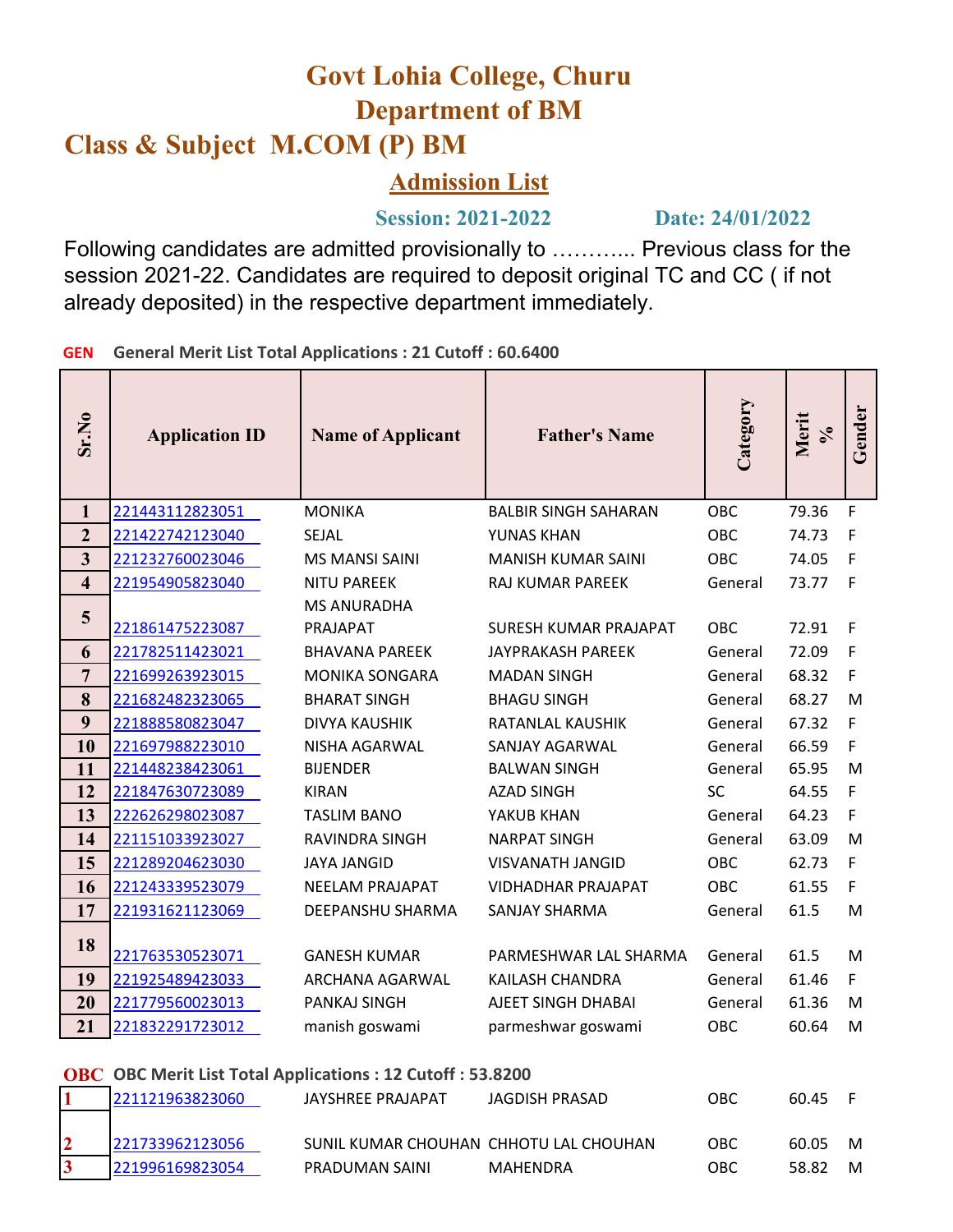# Govt Lohia College, Churu

## Department of BM

## Class & Subject M.COM (P) BM

### Admission List

**Session: 2021-2022** **Date: 24/01/2022**

Following candidates are admitted provisionally to ……….. Previous class for the session 2021-22. Candidates are required to deposit original TC and CC ( if not already deposited) in the respective department immediately.

**GEN** **General Merit List Total Applications : 21 Cutoff : 60.6400**

| Sr.No | Application ID | Name of Applicant | Father's Name | Category | Merit % | Gender |
|---|---|---|---|---|---|---|
| 1 | 221443112823051 | MONIKA | BALBIR SINGH SAHARAN | OBC | 79.36 | F |
| 2 | 221422742123040 | SEJAL | YUNAS KHAN | OBC | 74.73 | F |
| 3 | 221232760023046 | MS MANSI SAINI | MANISH KUMAR SAINI | OBC | 74.05 | F |
| 4 | 221954905823040 | NITU PAREEK | RAJ KUMAR PAREEK | General | 73.77 | F |
| 5 | 221861475223087 | MS ANURADHA PRAJAPAT | SURESH KUMAR PRAJAPAT | OBC | 72.91 | F |
| 6 | 221782511423021 | BHAVANA PAREEK | JAYPRAKASH PAREEK | General | 72.09 | F |
| 7 | 221699263923015 | MONIKA SONGARA | MADAN SINGH | General | 68.32 | F |
| 8 | 221682482323065 | BHARAT SINGH | BHAGU SINGH | General | 68.27 | M |
| 9 | 221888580823047 | DIVYA KAUSHIK | RATANLAL KAUSHIK | General | 67.32 | F |
| 10 | 221697988223010 | NISHA AGARWAL | SANJAY AGARWAL | General | 66.59 | F |
| 11 | 221448238423061 | BIJENDER | BALWAN SINGH | General | 65.95 | M |
| 12 | 221847630723089 | KIRAN | AZAD SINGH | SC | 64.55 | F |
| 13 | 222626298023087 | TASLIM BANO | YAKUB KHAN | General | 64.23 | F |
| 14 | 221151033923027 | RAVINDRA SINGH | NARPAT SINGH | General | 63.09 | M |
| 15 | 221289204623030 | JAYA JANGID | VISVANATH JANGID | OBC | 62.73 | F |
| 16 | 221243339523079 | NEELAM PRAJAPAT | VIDHADHAR PRAJAPAT | OBC | 61.55 | F |
| 17 | 221931621123069 | DEEPANSHU SHARMA | SANJAY SHARMA | General | 61.5 | M |
| 18 | 221763530523071 | GANESH KUMAR | PARMESHWAR LAL SHARMA | General | 61.5 | M |
| 19 | 221925489423033 | ARCHANA AGARWAL | KAILASH CHANDRA | General | 61.46 | F |
| 20 | 221779560023013 | PANKAJ SINGH | AJEET SINGH DHABAI | General | 61.36 | M |
| 21 | 221832291723012 | manish goswami | parmeshwar goswami | OBC | 60.64 | M |

**OBC** **OBC Merit List Total Applications : 12 Cutoff : 53.8200**

| Sr.No | Application ID | Name of Applicant | Father's Name | Category | Merit % | Gender |
|---|---|---|---|---|---|---|
| 1 | 221121963823060 | JAYSHREE PRAJAPAT | JAGDISH PRASAD | OBC | 60.45 | F |
| 2 | 221733962123056 | SUNIL KUMAR CHOUHAN | CHHOTU LAL CHOUHAN | OBC | 60.05 | M |
| 3 | 221996169823054 | PRADUMAN SAINI | MAHENDRA | OBC | 58.82 | M |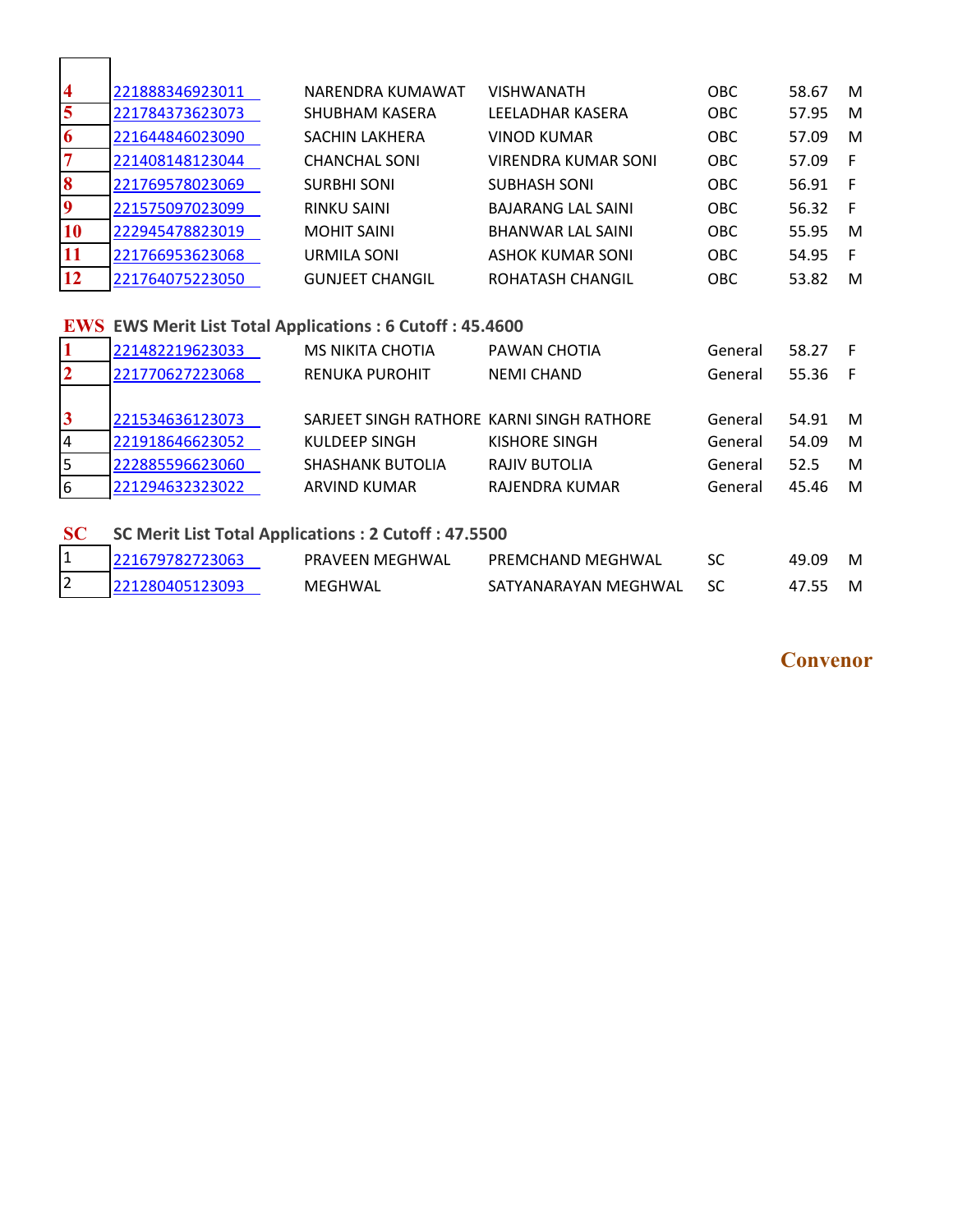| | | | | | | |
|---|---|---|---|---|---|---|
| 4 | 221888346923011 | NARENDRA KUMAWAT | VISHWANATH | OBC | 58.67 | M |
| 5 | 221784373623073 | SHUBHAM KASERA | LEELADHAR KASERA | OBC | 57.95 | M |
| 6 | 221644846023090 | SACHIN LAKHERA | VINOD KUMAR | OBC | 57.09 | M |
| 7 | 221408148123044 | CHANCHAL SONI | VIRENDRA KUMAR SONI | OBC | 57.09 | F |
| 8 | 221769578023069 | SURBHI SONI | SUBHASH SONI | OBC | 56.91 | F |
| 9 | 221575097023099 | RINKU SAINI | BAJARANG LAL SAINI | OBC | 56.32 | F |
| 10 | 222945478823019 | MOHIT SAINI | BHANWAR LAL SAINI | OBC | 55.95 | M |
| 11 | 221766953623068 | URMILA SONI | ASHOK KUMAR SONI | OBC | 54.95 | F |
| 12 | 221764075223050 | GUNJEET CHANGIL | ROHATASH CHANGIL | OBC | 53.82 | M |

**EWS** **EWS Merit List Total Applications : 6 Cutoff : 45.4600**

| | | | | | | |
|---|---|---|---|---|---|---|
| 1 | 221482219623033 | MS NIKITA CHOTIA | PAWAN CHOTIA | General | 58.27 | F |
| 2 | 221770627223068 | RENUKA PUROHIT | NEMI CHAND | General | 55.36 | F |
| 3 | 221534636123073 | SARJEET SINGH RATHORE | KARNI SINGH RATHORE | General | 54.91 | M |
| 4 | 221918646623052 | KULDEEP SINGH | KISHORE SINGH | General | 54.09 | M |
| 5 | 222885596623060 | SHASHANK BUTOLIA | RAJIV BUTOLIA | General | 52.5 | M |
| 6 | 221294632323022 | ARVIND KUMAR | RAJENDRA KUMAR | General | 45.46 | M |

**SC** **SC Merit List Total Applications : 2 Cutoff : 47.5500**

| | | | | | | |
|---|---|---|---|---|---|---|
| 1 | 221679782723063 | PRAVEEN MEGHWAL | PREMCHAND MEGHWAL | SC | 49.09 | M |
| 2 | 221280405123093 | MEGHWAL | SATYANARAYAN MEGHWAL | SC | 47.55 | M |

**Convenor**